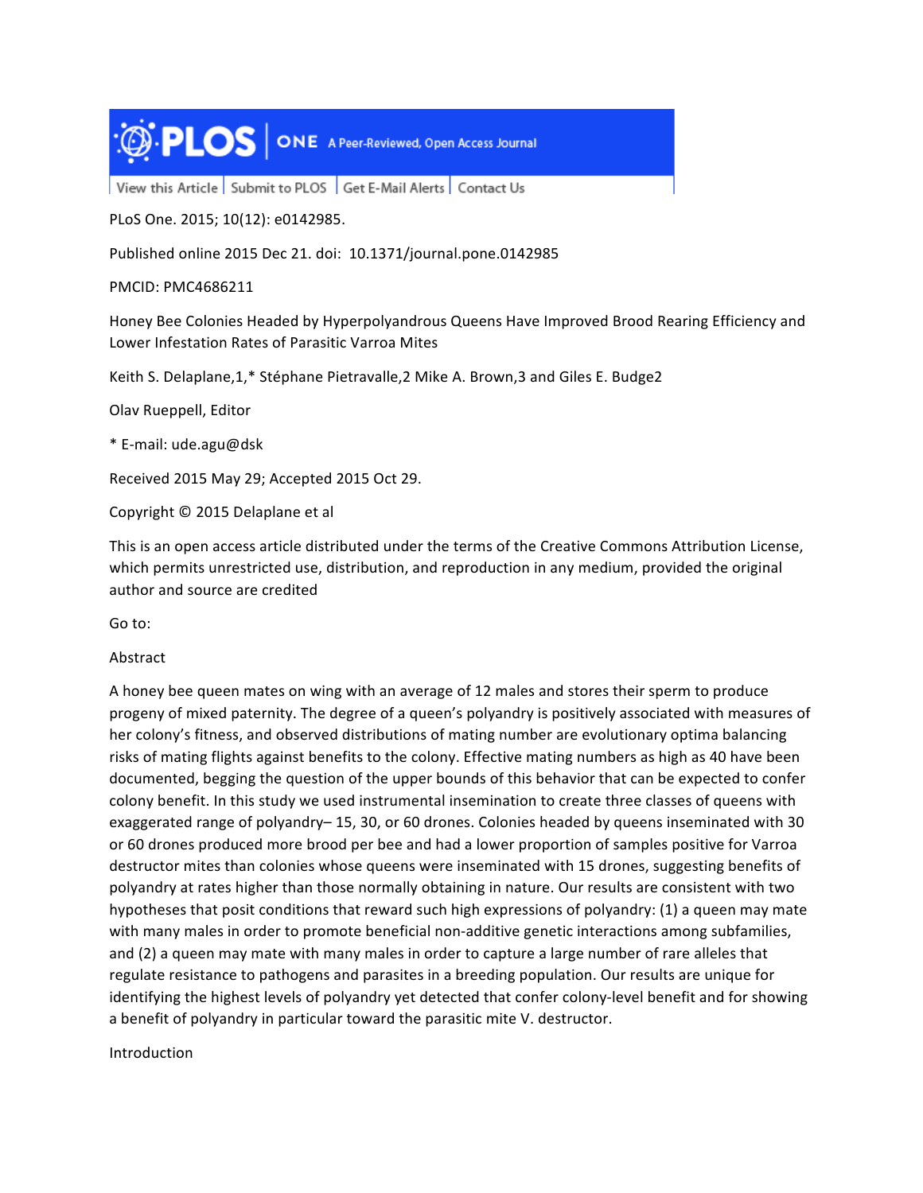PLOS | ONE A Peer-Reviewed, Open Access Journal

View this Article | Submit to PLOS | Get E-Mail Alerts | Contact Us

PLoS One. 2015; 10(12): e0142985.

Published online 2015 Dec 21. doi: 10.1371/journal.pone.0142985

PMCID: PMC4686211

# Honey Bee Colonies Headed by Hyperpolyandrous Queens Have Improved Brood Rearing Efficiency and Lower Infestation Rates of Parasitic Varroa Mites

Keith S. Delaplane,1,* Stéphane Pietravalle,2 Mike A. Brown,3 and Giles E. Budge2

Olav Rueppell, Editor

* E-mail: ude.agu@dsk

Received 2015 May 29; Accepted 2015 Oct 29.

Copyright © 2015 Delaplane et al

This is an open access article distributed under the terms of the Creative Commons Attribution License, which permits unrestricted use, distribution, and reproduction in any medium, provided the original author and source are credited

Go to:

## Abstract

A honey bee queen mates on wing with an average of 12 males and stores their sperm to produce progeny of mixed paternity. The degree of a queen's polyandry is positively associated with measures of her colony's fitness, and observed distributions of mating number are evolutionary optima balancing risks of mating flights against benefits to the colony. Effective mating numbers as high as 40 have been documented, begging the question of the upper bounds of this behavior that can be expected to confer colony benefit. In this study we used instrumental insemination to create three classes of queens with exaggerated range of polyandry– 15, 30, or 60 drones. Colonies headed by queens inseminated with 30 or 60 drones produced more brood per bee and had a lower proportion of samples positive for Varroa destructor mites than colonies whose queens were inseminated with 15 drones, suggesting benefits of polyandry at rates higher than those normally obtaining in nature. Our results are consistent with two hypotheses that posit conditions that reward such high expressions of polyandry: (1) a queen may mate with many males in order to promote beneficial non-additive genetic interactions among subfamilies, and (2) a queen may mate with many males in order to capture a large number of rare alleles that regulate resistance to pathogens and parasites in a breeding population. Our results are unique for identifying the highest levels of polyandry yet detected that confer colony-level benefit and for showing a benefit of polyandry in particular toward the parasitic mite V. destructor.

## Introduction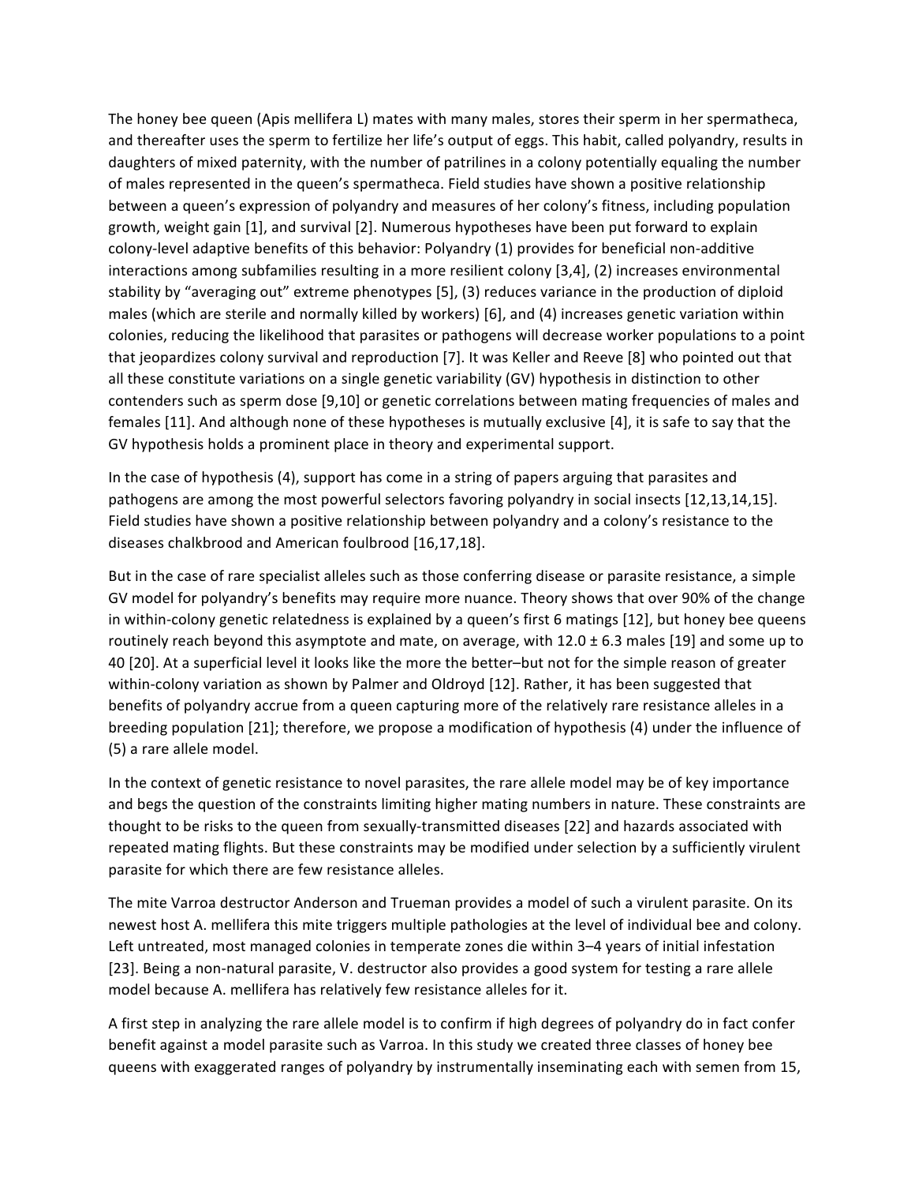The honey bee queen (Apis mellifera L) mates with many males, stores their sperm in her spermatheca, and thereafter uses the sperm to fertilize her life's output of eggs. This habit, called polyandry, results in daughters of mixed paternity, with the number of patrilines in a colony potentially equaling the number of males represented in the queen's spermatheca. Field studies have shown a positive relationship between a queen's expression of polyandry and measures of her colony's fitness, including population growth, weight gain [1], and survival [2]. Numerous hypotheses have been put forward to explain colony-level adaptive benefits of this behavior: Polyandry (1) provides for beneficial non-additive interactions among subfamilies resulting in a more resilient colony [3,4], (2) increases environmental stability by "averaging out" extreme phenotypes [5], (3) reduces variance in the production of diploid males (which are sterile and normally killed by workers) [6], and (4) increases genetic variation within colonies, reducing the likelihood that parasites or pathogens will decrease worker populations to a point that jeopardizes colony survival and reproduction [7]. It was Keller and Reeve [8] who pointed out that all these constitute variations on a single genetic variability (GV) hypothesis in distinction to other contenders such as sperm dose [9,10] or genetic correlations between mating frequencies of males and females [11]. And although none of these hypotheses is mutually exclusive [4], it is safe to say that the GV hypothesis holds a prominent place in theory and experimental support.

In the case of hypothesis (4), support has come in a string of papers arguing that parasites and pathogens are among the most powerful selectors favoring polyandry in social insects [12,13,14,15]. Field studies have shown a positive relationship between polyandry and a colony's resistance to the diseases chalkbrood and American foulbrood [16,17,18].

But in the case of rare specialist alleles such as those conferring disease or parasite resistance, a simple GV model for polyandry's benefits may require more nuance. Theory shows that over 90% of the change in within-colony genetic relatedness is explained by a queen's first 6 matings [12], but honey bee queens routinely reach beyond this asymptote and mate, on average, with 12.0 ± 6.3 males [19] and some up to 40 [20]. At a superficial level it looks like the more the better–but not for the simple reason of greater within-colony variation as shown by Palmer and Oldroyd [12]. Rather, it has been suggested that benefits of polyandry accrue from a queen capturing more of the relatively rare resistance alleles in a breeding population [21]; therefore, we propose a modification of hypothesis (4) under the influence of (5) a rare allele model.

In the context of genetic resistance to novel parasites, the rare allele model may be of key importance and begs the question of the constraints limiting higher mating numbers in nature. These constraints are thought to be risks to the queen from sexually-transmitted diseases [22] and hazards associated with repeated mating flights. But these constraints may be modified under selection by a sufficiently virulent parasite for which there are few resistance alleles.

The mite Varroa destructor Anderson and Trueman provides a model of such a virulent parasite. On its newest host A. mellifera this mite triggers multiple pathologies at the level of individual bee and colony. Left untreated, most managed colonies in temperate zones die within 3–4 years of initial infestation [23]. Being a non-natural parasite, V. destructor also provides a good system for testing a rare allele model because A. mellifera has relatively few resistance alleles for it.

A first step in analyzing the rare allele model is to confirm if high degrees of polyandry do in fact confer benefit against a model parasite such as Varroa. In this study we created three classes of honey bee queens with exaggerated ranges of polyandry by instrumentally inseminating each with semen from 15,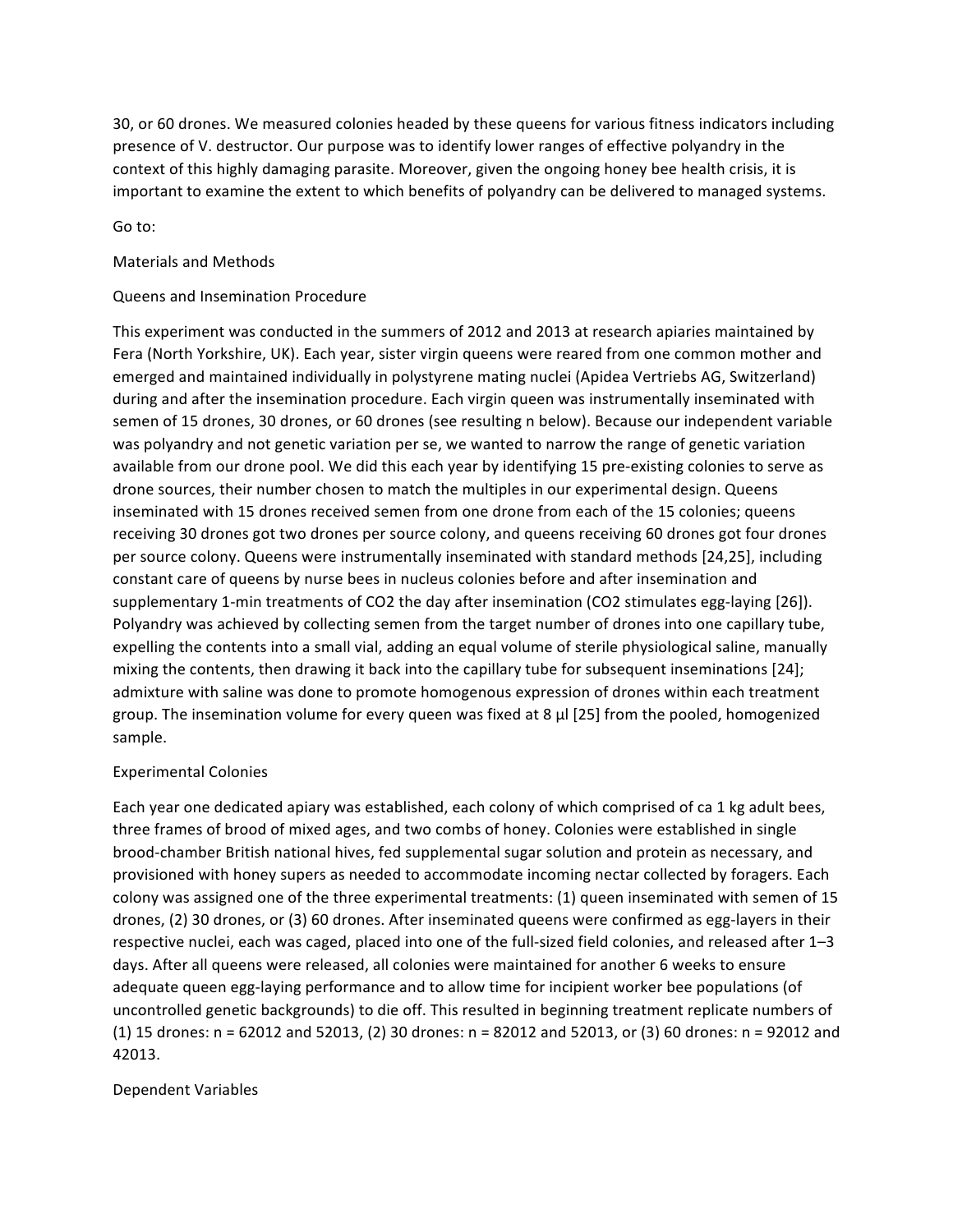30, or 60 drones. We measured colonies headed by these queens for various fitness indicators including presence of V. destructor. Our purpose was to identify lower ranges of effective polyandry in the context of this highly damaging parasite. Moreover, given the ongoing honey bee health crisis, it is important to examine the extent to which benefits of polyandry can be delivered to managed systems.

Go to:

## Materials and Methods

### Queens and Insemination Procedure

This experiment was conducted in the summers of 2012 and 2013 at research apiaries maintained by Fera (North Yorkshire, UK). Each year, sister virgin queens were reared from one common mother and emerged and maintained individually in polystyrene mating nuclei (Apidea Vertriebs AG, Switzerland) during and after the insemination procedure. Each virgin queen was instrumentally inseminated with semen of 15 drones, 30 drones, or 60 drones (see resulting n below). Because our independent variable was polyandry and not genetic variation per se, we wanted to narrow the range of genetic variation available from our drone pool. We did this each year by identifying 15 pre-existing colonies to serve as drone sources, their number chosen to match the multiples in our experimental design. Queens inseminated with 15 drones received semen from one drone from each of the 15 colonies; queens receiving 30 drones got two drones per source colony, and queens receiving 60 drones got four drones per source colony. Queens were instrumentally inseminated with standard methods [24,25], including constant care of queens by nurse bees in nucleus colonies before and after insemination and supplementary 1-min treatments of $CO_2$ the day after insemination ($CO_2$ stimulates egg-laying [26]). Polyandry was achieved by collecting semen from the target number of drones into one capillary tube, expelling the contents into a small vial, adding an equal volume of sterile physiological saline, manually mixing the contents, then drawing it back into the capillary tube for subsequent inseminations [24]; admixture with saline was done to promote homogenous expression of drones within each treatment group. The insemination volume for every queen was fixed at 8 µl [25] from the pooled, homogenized sample.

### Experimental Colonies

Each year one dedicated apiary was established, each colony of which comprised of ca 1 kg adult bees, three frames of brood of mixed ages, and two combs of honey. Colonies were established in single brood-chamber British national hives, fed supplemental sugar solution and protein as necessary, and provisioned with honey supers as needed to accommodate incoming nectar collected by foragers. Each colony was assigned one of the three experimental treatments: (1) queen inseminated with semen of 15 drones, (2) 30 drones, or (3) 60 drones. After inseminated queens were confirmed as egg-layers in their respective nuclei, each was caged, placed into one of the full-sized field colonies, and released after 1–3 days. After all queens were released, all colonies were maintained for another 6 weeks to ensure adequate queen egg-laying performance and to allow time for incipient worker bee populations (of uncontrolled genetic backgrounds) to die off. This resulted in beginning treatment replicate numbers of (1) 15 drones: n = 62012 and 52013, (2) 30 drones: n = 82012 and 52013, or (3) 60 drones: n = 92012 and 42013.

### Dependent Variables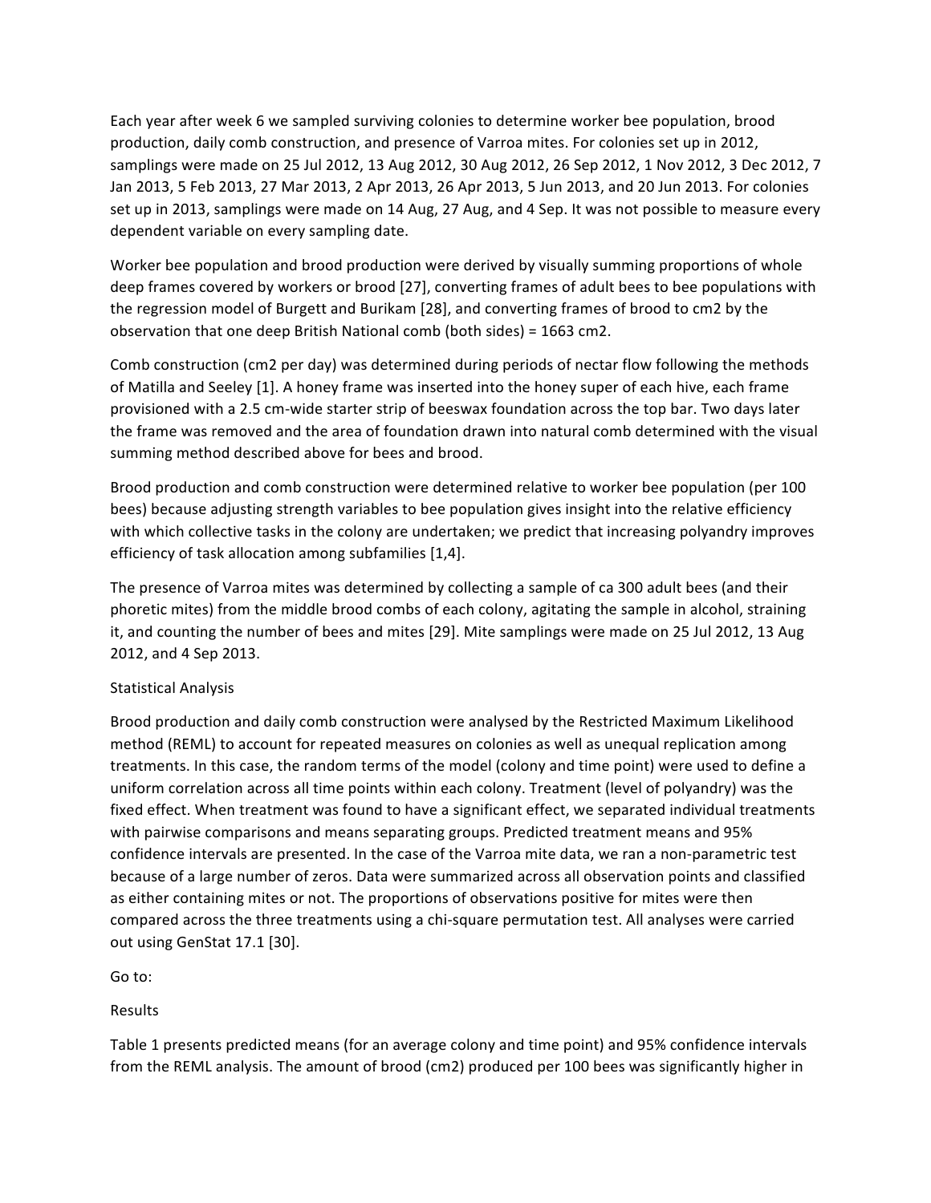Each year after week 6 we sampled surviving colonies to determine worker bee population, brood production, daily comb construction, and presence of Varroa mites. For colonies set up in 2012, samplings were made on 25 Jul 2012, 13 Aug 2012, 30 Aug 2012, 26 Sep 2012, 1 Nov 2012, 3 Dec 2012, 7 Jan 2013, 5 Feb 2013, 27 Mar 2013, 2 Apr 2013, 26 Apr 2013, 5 Jun 2013, and 20 Jun 2013. For colonies set up in 2013, samplings were made on 14 Aug, 27 Aug, and 4 Sep. It was not possible to measure every dependent variable on every sampling date.

Worker bee population and brood production were derived by visually summing proportions of whole deep frames covered by workers or brood [27], converting frames of adult bees to bee populations with the regression model of Burgett and Burikam [28], and converting frames of brood to cm2 by the observation that one deep British National comb (both sides) = 1663 cm2.

Comb construction (cm2 per day) was determined during periods of nectar flow following the methods of Matilla and Seeley [1]. A honey frame was inserted into the honey super of each hive, each frame provisioned with a 2.5 cm-wide starter strip of beeswax foundation across the top bar. Two days later the frame was removed and the area of foundation drawn into natural comb determined with the visual summing method described above for bees and brood.

Brood production and comb construction were determined relative to worker bee population (per 100 bees) because adjusting strength variables to bee population gives insight into the relative efficiency with which collective tasks in the colony are undertaken; we predict that increasing polyandry improves efficiency of task allocation among subfamilies [1,4].

The presence of Varroa mites was determined by collecting a sample of ca 300 adult bees (and their phoretic mites) from the middle brood combs of each colony, agitating the sample in alcohol, straining it, and counting the number of bees and mites [29]. Mite samplings were made on 25 Jul 2012, 13 Aug 2012, and 4 Sep 2013.

## Statistical Analysis

Brood production and daily comb construction were analysed by the Restricted Maximum Likelihood method (REML) to account for repeated measures on colonies as well as unequal replication among treatments. In this case, the random terms of the model (colony and time point) were used to define a uniform correlation across all time points within each colony. Treatment (level of polyandry) was the fixed effect. When treatment was found to have a significant effect, we separated individual treatments with pairwise comparisons and means separating groups. Predicted treatment means and 95% confidence intervals are presented. In the case of the Varroa mite data, we ran a non-parametric test because of a large number of zeros. Data were summarized across all observation points and classified as either containing mites or not. The proportions of observations positive for mites were then compared across the three treatments using a chi-square permutation test. All analyses were carried out using GenStat 17.1 [30].

Go to:

## Results

Table 1 presents predicted means (for an average colony and time point) and 95% confidence intervals from the REML analysis. The amount of brood (cm2) produced per 100 bees was significantly higher in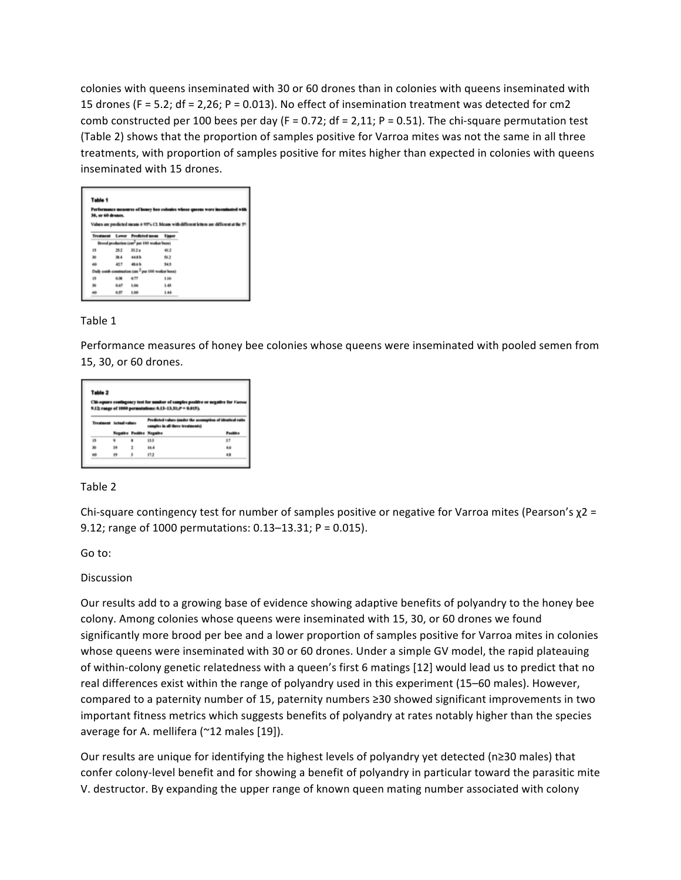colonies with queens inseminated with 30 or 60 drones than in colonies with queens inseminated with 15 drones ($F = 5.2$; $df = 2,26$; $P = 0.013$). No effect of insemination treatment was detected for cm2 comb constructed per 100 bees per day ($F = 0.72$; $df = 2,11$; $P = 0.51$). The chi-square permutation test (Table 2) shows that the proportion of samples positive for Varroa mites was not the same in all three treatments, with proportion of samples positive for mites higher than expected in colonies with queens inseminated with 15 drones.

**Table 1**

**Performance measures of honey bee colonies whose queens were inseminated with 15, 30, or 60 drones.**

Values are predicted mean ± 95% CL. Means with different letters are different at the 5%

| Treatment | Lower | Predicted mean | Upper |
|---|---|---|---|
| Brood production (cm² per 100 worker bees) | | | |
| 15 | 25.2 | 33.2 a | 41.2 |
| 30 | 38.4 | 44.8 b | 51.2 |
| 60 | 42.7 | 48.6 b | 54.5 |
| Daily comb construction (cm² per 100 worker bees) | | | |
| 15 | 0.38 | 0.77 | 1.16 |
| 30 | 0.67 | 1.06 | 1.45 |
| 60 | 0.57 | 1.00 | 1.44 |

Table 1

Performance measures of honey bee colonies whose queens were inseminated with pooled semen from 15, 30, or 60 drones.

**Table 2**

**Chi-square contingency test for number of samples positive or negative for Varroa 9.12; range of 1000 permutations: 0.13–13.31; P = 0.015).**

| Treatment | Actual values | | Predicted values (under the assumption of identical ratio samples in all three treatments) | |
|---|---|---|---|---|
| | Negative | Positive | Negative | Positive |
| 15 | 9 | 8 | 13.3 | 3.7 |
| 30 | 19 | 2 | 16.4 | 4.6 |
| 60 | 19 | 3 | 17.2 | 4.8 |

Table 2

Chi-square contingency test for number of samples positive or negative for Varroa mites (Pearson's $\chi^2 = 9.12$; range of 1000 permutations: 0.13–13.31; $P = 0.015$).

Go to:

## Discussion

Our results add to a growing base of evidence showing adaptive benefits of polyandry to the honey bee colony. Among colonies whose queens were inseminated with 15, 30, or 60 drones we found significantly more brood per bee and a lower proportion of samples positive for Varroa mites in colonies whose queens were inseminated with 30 or 60 drones. Under a simple GV model, the rapid plateauing of within-colony genetic relatedness with a queen's first 6 matings [12] would lead us to predict that no real differences exist within the range of polyandry used in this experiment (15–60 males). However, compared to a paternity number of 15, paternity numbers ≥30 showed significant improvements in two important fitness metrics which suggests benefits of polyandry at rates notably higher than the species average for A. mellifera (~12 males [19]).

Our results are unique for identifying the highest levels of polyandry yet detected (n≥30 males) that confer colony-level benefit and for showing a benefit of polyandry in particular toward the parasitic mite V. destructor. By expanding the upper range of known queen mating number associated with colony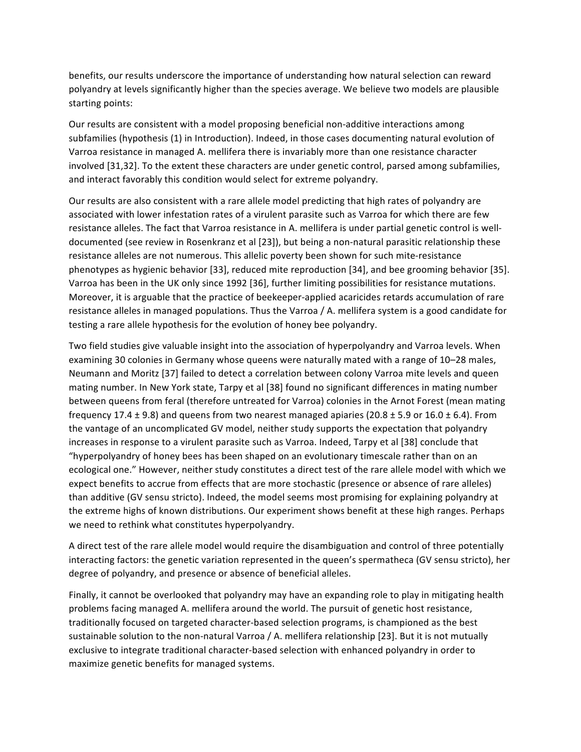benefits, our results underscore the importance of understanding how natural selection can reward polyandry at levels significantly higher than the species average. We believe two models are plausible starting points:

Our results are consistent with a model proposing beneficial non-additive interactions among subfamilies (hypothesis (1) in Introduction). Indeed, in those cases documenting natural evolution of Varroa resistance in managed A. mellifera there is invariably more than one resistance character involved [31,32]. To the extent these characters are under genetic control, parsed among subfamilies, and interact favorably this condition would select for extreme polyandry.

Our results are also consistent with a rare allele model predicting that high rates of polyandry are associated with lower infestation rates of a virulent parasite such as Varroa for which there are few resistance alleles. The fact that Varroa resistance in A. mellifera is under partial genetic control is well-documented (see review in Rosenkranz et al [23]), but being a non-natural parasitic relationship these resistance alleles are not numerous. This allelic poverty been shown for such mite-resistance phenotypes as hygienic behavior [33], reduced mite reproduction [34], and bee grooming behavior [35]. Varroa has been in the UK only since 1992 [36], further limiting possibilities for resistance mutations. Moreover, it is arguable that the practice of beekeeper-applied acaricides retards accumulation of rare resistance alleles in managed populations. Thus the Varroa / A. mellifera system is a good candidate for testing a rare allele hypothesis for the evolution of honey bee polyandry.

Two field studies give valuable insight into the association of hyperpolyandry and Varroa levels. When examining 30 colonies in Germany whose queens were naturally mated with a range of 10–28 males, Neumann and Moritz [37] failed to detect a correlation between colony Varroa mite levels and queen mating number. In New York state, Tarpy et al [38] found no significant differences in mating number between queens from feral (therefore untreated for Varroa) colonies in the Arnot Forest (mean mating frequency 17.4 ± 9.8) and queens from two nearest managed apiaries (20.8 ± 5.9 or 16.0 ± 6.4). From the vantage of an uncomplicated GV model, neither study supports the expectation that polyandry increases in response to a virulent parasite such as Varroa. Indeed, Tarpy et al [38] conclude that "hyperpolyandry of honey bees has been shaped on an evolutionary timescale rather than on an ecological one." However, neither study constitutes a direct test of the rare allele model with which we expect benefits to accrue from effects that are more stochastic (presence or absence of rare alleles) than additive (GV sensu stricto). Indeed, the model seems most promising for explaining polyandry at the extreme highs of known distributions. Our experiment shows benefit at these high ranges. Perhaps we need to rethink what constitutes hyperpolyandry.

A direct test of the rare allele model would require the disambiguation and control of three potentially interacting factors: the genetic variation represented in the queen's spermatheca (GV sensu stricto), her degree of polyandry, and presence or absence of beneficial alleles.

Finally, it cannot be overlooked that polyandry may have an expanding role to play in mitigating health problems facing managed A. mellifera around the world. The pursuit of genetic host resistance, traditionally focused on targeted character-based selection programs, is championed as the best sustainable solution to the non-natural Varroa / A. mellifera relationship [23]. But it is not mutually exclusive to integrate traditional character-based selection with enhanced polyandry in order to maximize genetic benefits for managed systems.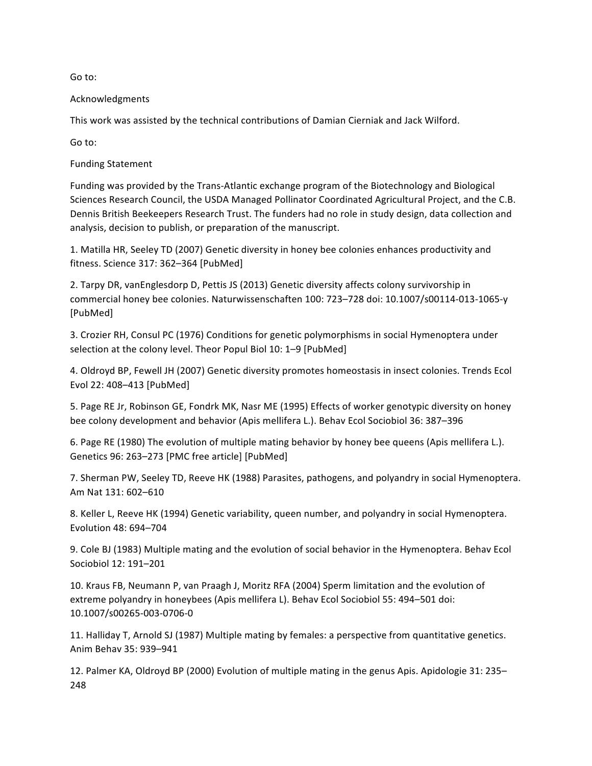Go to:

## Acknowledgments

This work was assisted by the technical contributions of Damian Cierniak and Jack Wilford.

Go to:

## Funding Statement

Funding was provided by the Trans-Atlantic exchange program of the Biotechnology and Biological Sciences Research Council, the USDA Managed Pollinator Coordinated Agricultural Project, and the C.B. Dennis British Beekeepers Research Trust. The funders had no role in study design, data collection and analysis, decision to publish, or preparation of the manuscript.

1. Matilla HR, Seeley TD (2007) Genetic diversity in honey bee colonies enhances productivity and fitness. Science 317: 362–364 [PubMed]

2. Tarpy DR, vanEnglesdorp D, Pettis JS (2013) Genetic diversity affects colony survivorship in commercial honey bee colonies. Naturwissenschaften 100: 723–728 doi: 10.1007/s00114-013-1065-y [PubMed]

3. Crozier RH, Consul PC (1976) Conditions for genetic polymorphisms in social Hymenoptera under selection at the colony level. Theor Popul Biol 10: 1–9 [PubMed]

4. Oldroyd BP, Fewell JH (2007) Genetic diversity promotes homeostasis in insect colonies. Trends Ecol Evol 22: 408–413 [PubMed]

5. Page RE Jr, Robinson GE, Fondrk MK, Nasr ME (1995) Effects of worker genotypic diversity on honey bee colony development and behavior (Apis mellifera L.). Behav Ecol Sociobiol 36: 387–396

6. Page RE (1980) The evolution of multiple mating behavior by honey bee queens (Apis mellifera L.). Genetics 96: 263–273 [PMC free article] [PubMed]

7. Sherman PW, Seeley TD, Reeve HK (1988) Parasites, pathogens, and polyandry in social Hymenoptera. Am Nat 131: 602–610

8. Keller L, Reeve HK (1994) Genetic variability, queen number, and polyandry in social Hymenoptera. Evolution 48: 694–704

9. Cole BJ (1983) Multiple mating and the evolution of social behavior in the Hymenoptera. Behav Ecol Sociobiol 12: 191–201

10. Kraus FB, Neumann P, van Praagh J, Moritz RFA (2004) Sperm limitation and the evolution of extreme polyandry in honeybees (Apis mellifera L). Behav Ecol Sociobiol 55: 494–501 doi: 10.1007/s00265-003-0706-0

11. Halliday T, Arnold SJ (1987) Multiple mating by females: a perspective from quantitative genetics. Anim Behav 35: 939–941

12. Palmer KA, Oldroyd BP (2000) Evolution of multiple mating in the genus Apis. Apidologie 31: 235–248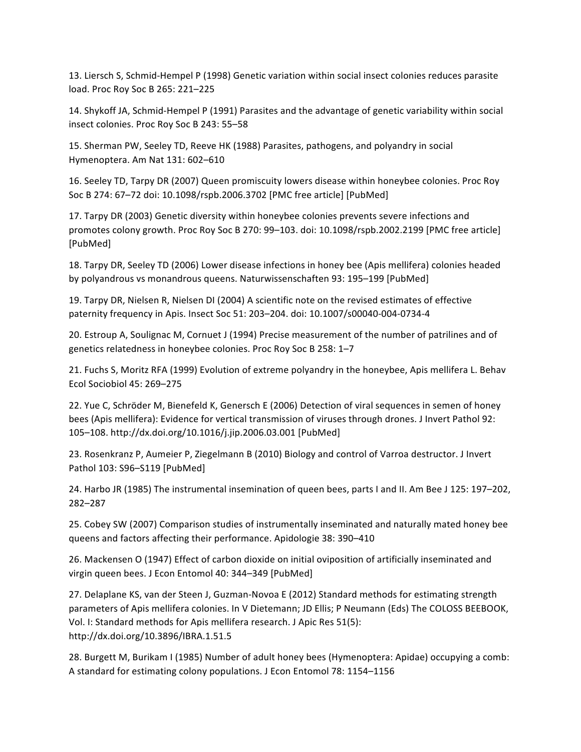13. Liersch S, Schmid-Hempel P (1998) Genetic variation within social insect colonies reduces parasite load. Proc Roy Soc B 265: 221–225

14. Shykoff JA, Schmid-Hempel P (1991) Parasites and the advantage of genetic variability within social insect colonies. Proc Roy Soc B 243: 55–58

15. Sherman PW, Seeley TD, Reeve HK (1988) Parasites, pathogens, and polyandry in social Hymenoptera. Am Nat 131: 602–610

16. Seeley TD, Tarpy DR (2007) Queen promiscuity lowers disease within honeybee colonies. Proc Roy Soc B 274: 67–72 doi: 10.1098/rspb.2006.3702 [PMC free article] [PubMed]

17. Tarpy DR (2003) Genetic diversity within honeybee colonies prevents severe infections and promotes colony growth. Proc Roy Soc B 270: 99–103. doi: 10.1098/rspb.2002.2199 [PMC free article] [PubMed]

18. Tarpy DR, Seeley TD (2006) Lower disease infections in honey bee (Apis mellifera) colonies headed by polyandrous vs monandrous queens. Naturwissenschaften 93: 195–199 [PubMed]

19. Tarpy DR, Nielsen R, Nielsen DI (2004) A scientific note on the revised estimates of effective paternity frequency in Apis. Insect Soc 51: 203–204. doi: 10.1007/s00040-004-0734-4

20. Estroup A, Soulignac M, Cornuet J (1994) Precise measurement of the number of patrilines and of genetics relatedness in honeybee colonies. Proc Roy Soc B 258: 1–7

21. Fuchs S, Moritz RFA (1999) Evolution of extreme polyandry in the honeybee, Apis mellifera L. Behav Ecol Sociobiol 45: 269–275

22. Yue C, Schröder M, Bienefeld K, Genersch E (2006) Detection of viral sequences in semen of honey bees (Apis mellifera): Evidence for vertical transmission of viruses through drones. J Invert Pathol 92: 105–108. http://dx.doi.org/10.1016/j.jip.2006.03.001 [PubMed]

23. Rosenkranz P, Aumeier P, Ziegelmann B (2010) Biology and control of Varroa destructor. J Invert Pathol 103: S96–S119 [PubMed]

24. Harbo JR (1985) The instrumental insemination of queen bees, parts I and II. Am Bee J 125: 197–202, 282–287

25. Cobey SW (2007) Comparison studies of instrumentally inseminated and naturally mated honey bee queens and factors affecting their performance. Apidologie 38: 390–410

26. Mackensen O (1947) Effect of carbon dioxide on initial oviposition of artificially inseminated and virgin queen bees. J Econ Entomol 40: 344–349 [PubMed]

27. Delaplane KS, van der Steen J, Guzman-Novoa E (2012) Standard methods for estimating strength parameters of Apis mellifera colonies. In V Dietemann; JD Ellis; P Neumann (Eds) The COLOSS BEEBOOK, Vol. I: Standard methods for Apis mellifera research. J Apic Res 51(5): http://dx.doi.org/10.3896/IBRA.1.51.5

28. Burgett M, Burikam I (1985) Number of adult honey bees (Hymenoptera: Apidae) occupying a comb: A standard for estimating colony populations. J Econ Entomol 78: 1154–1156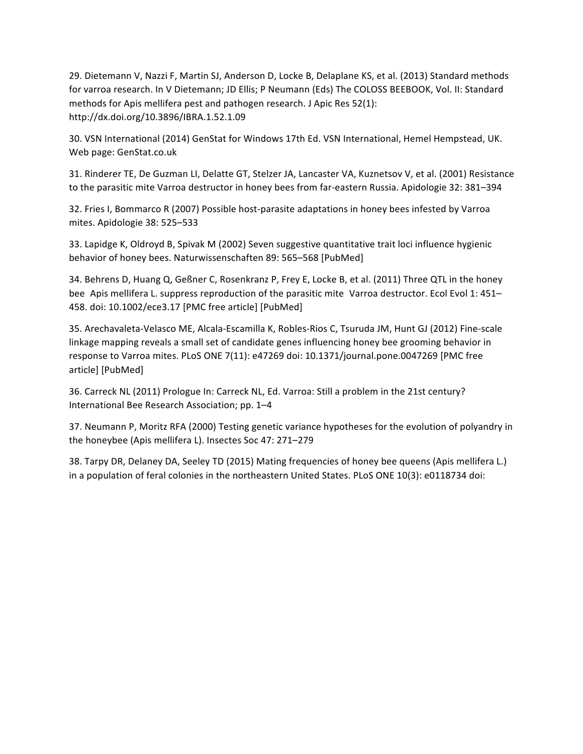29. Dietemann V, Nazzi F, Martin SJ, Anderson D, Locke B, Delaplane KS, et al. (2013) Standard methods for varroa research. In V Dietemann; JD Ellis; P Neumann (Eds) The COLOSS BEEBOOK, Vol. II: Standard methods for Apis mellifera pest and pathogen research. J Apic Res 52(1): http://dx.doi.org/10.3896/IBRA.1.52.1.09

30. VSN International (2014) GenStat for Windows 17th Ed. VSN International, Hemel Hempstead, UK. Web page: GenStat.co.uk

31. Rinderer TE, De Guzman LI, Delatte GT, Stelzer JA, Lancaster VA, Kuznetsov V, et al. (2001) Resistance to the parasitic mite Varroa destructor in honey bees from far-eastern Russia. Apidologie 32: 381–394

32. Fries I, Bommarco R (2007) Possible host-parasite adaptations in honey bees infested by Varroa mites. Apidologie 38: 525–533

33. Lapidge K, Oldroyd B, Spivak M (2002) Seven suggestive quantitative trait loci influence hygienic behavior of honey bees. Naturwissenschaften 89: 565–568 [PubMed]

34. Behrens D, Huang Q, Geßner C, Rosenkranz P, Frey E, Locke B, et al. (2011) Three QTL in the honey bee Apis mellifera L. suppress reproduction of the parasitic mite Varroa destructor. Ecol Evol 1: 451–458. doi: 10.1002/ece3.17 [PMC free article] [PubMed]

35. Arechavaleta-Velasco ME, Alcala-Escamilla K, Robles-Rios C, Tsuruda JM, Hunt GJ (2012) Fine-scale linkage mapping reveals a small set of candidate genes influencing honey bee grooming behavior in response to Varroa mites. PLoS ONE 7(11): e47269 doi: 10.1371/journal.pone.0047269 [PMC free article] [PubMed]

36. Carreck NL (2011) Prologue In: Carreck NL, Ed. Varroa: Still a problem in the 21st century? International Bee Research Association; pp. 1–4

37. Neumann P, Moritz RFA (2000) Testing genetic variance hypotheses for the evolution of polyandry in the honeybee (Apis mellifera L). Insectes Soc 47: 271–279

38. Tarpy DR, Delaney DA, Seeley TD (2015) Mating frequencies of honey bee queens (Apis mellifera L.) in a population of feral colonies in the northeastern United States. PLoS ONE 10(3): e0118734 doi: